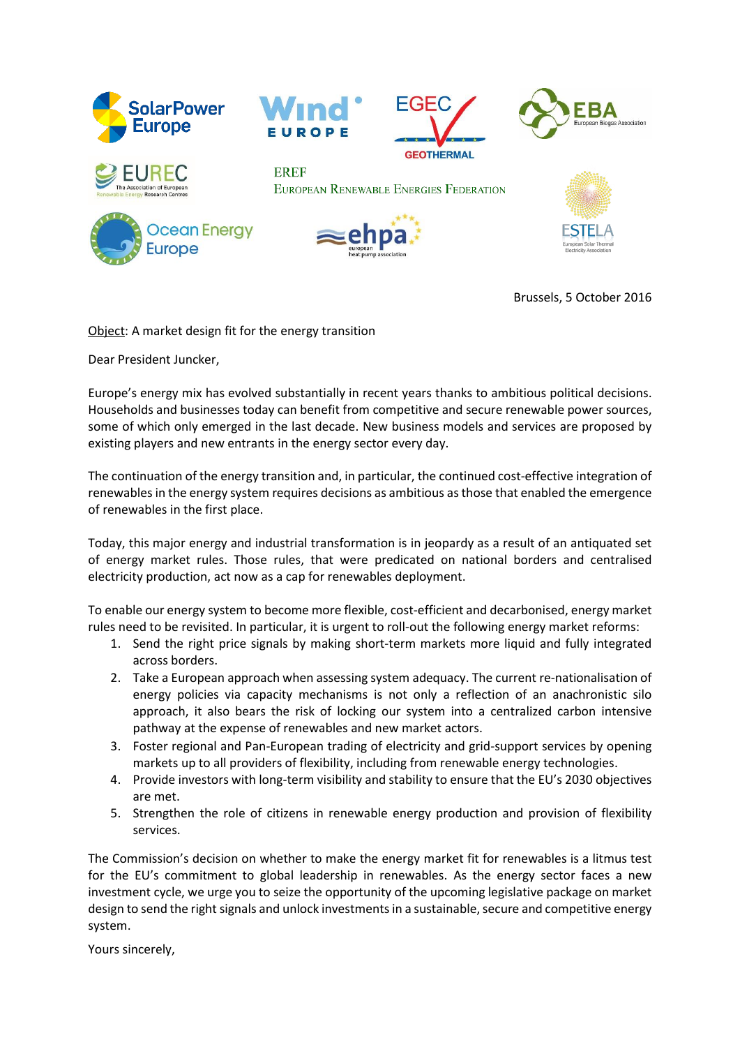SolarPower Europe

Wind Europe

EGEC Geothermal

EBA European Biogas Association

EUREC The Association of European Renewable Energy Research Centres

EREF
European Renewable Energies Federation

ESTELA European Solar Thermal Electricity Association

Ocean Energy Europe

ehpa european heat pump association

Brussels, 5 October 2016

Object: A market design fit for the energy transition

Dear President Juncker,

Europe's energy mix has evolved substantially in recent years thanks to ambitious political decisions. Households and businesses today can benefit from competitive and secure renewable power sources, some of which only emerged in the last decade. New business models and services are proposed by existing players and new entrants in the energy sector every day.

The continuation of the energy transition and, in particular, the continued cost-effective integration of renewables in the energy system requires decisions as ambitious as those that enabled the emergence of renewables in the first place.

Today, this major energy and industrial transformation is in jeopardy as a result of an antiquated set of energy market rules. Those rules, that were predicated on national borders and centralised electricity production, act now as a cap for renewables deployment.

To enable our energy system to become more flexible, cost-efficient and decarbonised, energy market rules need to be revisited. In particular, it is urgent to roll-out the following energy market reforms:

1. Send the right price signals by making short-term markets more liquid and fully integrated across borders.
2. Take a European approach when assessing system adequacy. The current re-nationalisation of energy policies via capacity mechanisms is not only a reflection of an anachronistic silo approach, it also bears the risk of locking our system into a centralized carbon intensive pathway at the expense of renewables and new market actors.
3. Foster regional and Pan-European trading of electricity and grid-support services by opening markets up to all providers of flexibility, including from renewable energy technologies.
4. Provide investors with long-term visibility and stability to ensure that the EU's 2030 objectives are met.
5. Strengthen the role of citizens in renewable energy production and provision of flexibility services.

The Commission's decision on whether to make the energy market fit for renewables is a litmus test for the EU's commitment to global leadership in renewables. As the energy sector faces a new investment cycle, we urge you to seize the opportunity of the upcoming legislative package on market design to send the right signals and unlock investments in a sustainable, secure and competitive energy system.

Yours sincerely,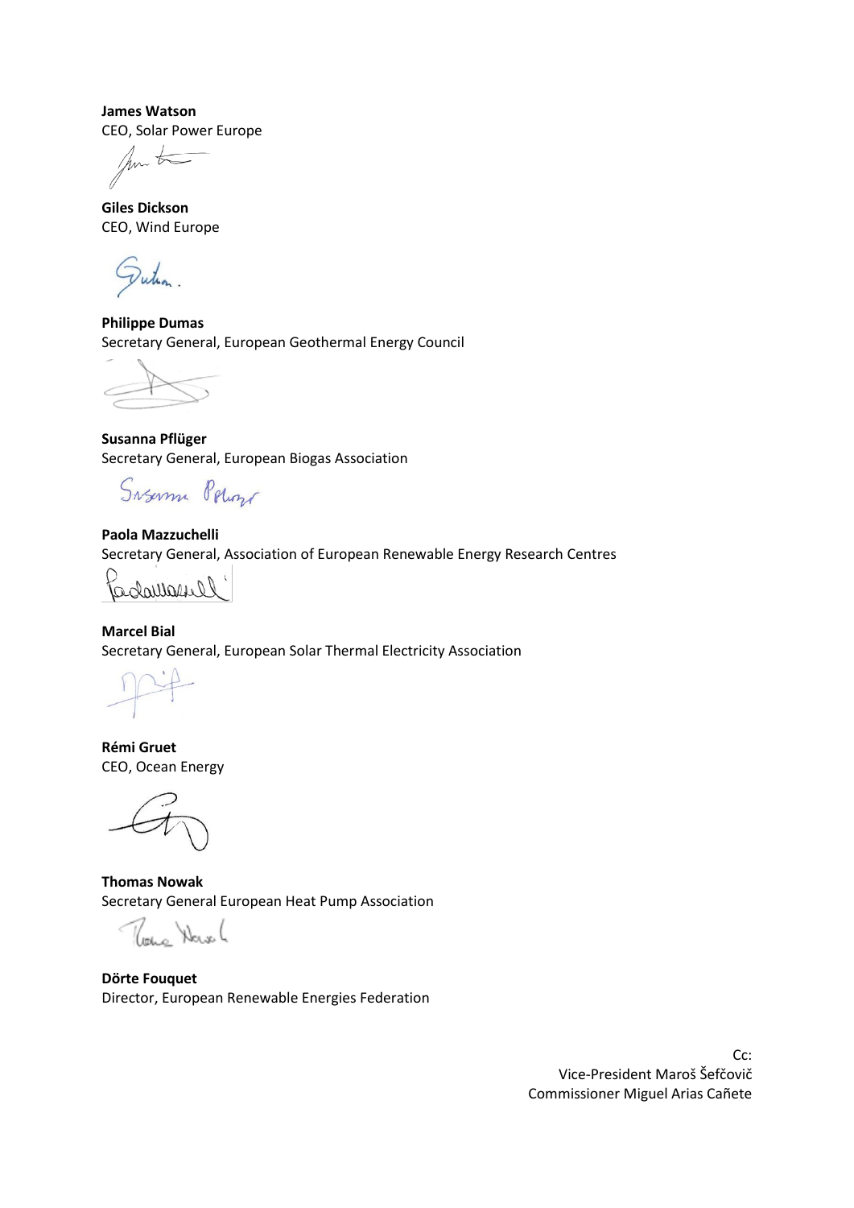**James Watson**
CEO, Solar Power Europe

**Giles Dickson**
CEO, Wind Europe

**Philippe Dumas**
Secretary General, European Geothermal Energy Council

**Susanna Pflüger**
Secretary General, European Biogas Association

**Paola Mazzuchelli**
Secretary General, Association of European Renewable Energy Research Centres

**Marcel Bial**
Secretary General, European Solar Thermal Electricity Association

**Rémi Gruet**
CEO, Ocean Energy

**Thomas Nowak**
Secretary General European Heat Pump Association

**Dörte Fouquet**
Director, European Renewable Energies Federation

Cc:
Vice-President Maroš Šefčovič
Commissioner Miguel Arias Cañete